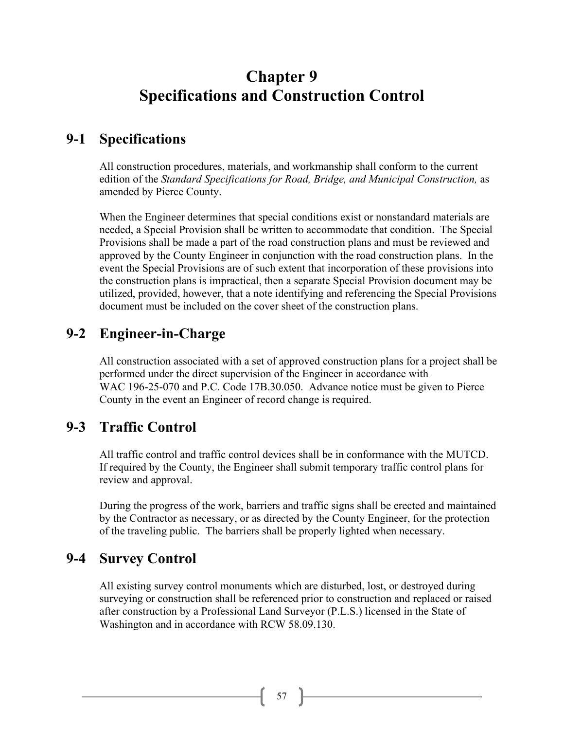# Chapter 9
# Specifications and Construction Control

## 9-1 Specifications

All construction procedures, materials, and workmanship shall conform to the current edition of the *Standard Specifications for Road, Bridge, and Municipal Construction,* as amended by Pierce County.

When the Engineer determines that special conditions exist or nonstandard materials are needed, a Special Provision shall be written to accommodate that condition. The Special Provisions shall be made a part of the road construction plans and must be reviewed and approved by the County Engineer in conjunction with the road construction plans. In the event the Special Provisions are of such extent that incorporation of these provisions into the construction plans is impractical, then a separate Special Provision document may be utilized, provided, however, that a note identifying and referencing the Special Provisions document must be included on the cover sheet of the construction plans.

## 9-2 Engineer-in-Charge

All construction associated with a set of approved construction plans for a project shall be performed under the direct supervision of the Engineer in accordance with WAC 196-25-070 and P.C. Code 17B.30.050. Advance notice must be given to Pierce County in the event an Engineer of record change is required.

## 9-3 Traffic Control

All traffic control and traffic control devices shall be in conformance with the MUTCD. If required by the County, the Engineer shall submit temporary traffic control plans for review and approval.

During the progress of the work, barriers and traffic signs shall be erected and maintained by the Contractor as necessary, or as directed by the County Engineer, for the protection of the traveling public. The barriers shall be properly lighted when necessary.

## 9-4 Survey Control

All existing survey control monuments which are disturbed, lost, or destroyed during surveying or construction shall be referenced prior to construction and replaced or raised after construction by a Professional Land Surveyor (P.L.S.) licensed in the State of Washington and in accordance with RCW 58.09.130.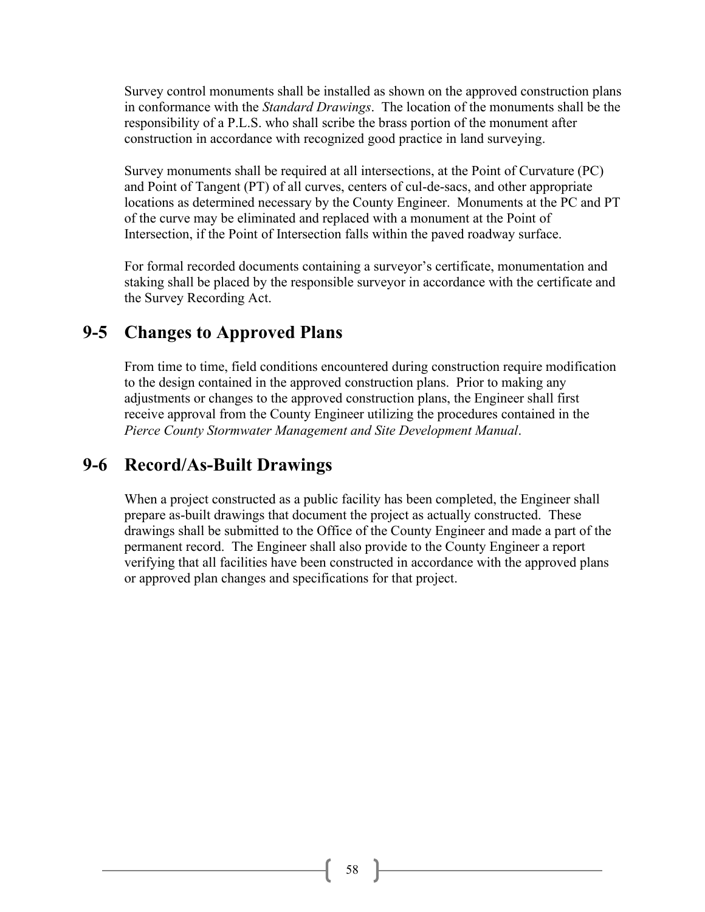Survey control monuments shall be installed as shown on the approved construction plans in conformance with the *Standard Drawings*. The location of the monuments shall be the responsibility of a P.L.S. who shall scribe the brass portion of the monument after construction in accordance with recognized good practice in land surveying.

Survey monuments shall be required at all intersections, at the Point of Curvature (PC) and Point of Tangent (PT) of all curves, centers of cul-de-sacs, and other appropriate locations as determined necessary by the County Engineer. Monuments at the PC and PT of the curve may be eliminated and replaced with a monument at the Point of Intersection, if the Point of Intersection falls within the paved roadway surface.

For formal recorded documents containing a surveyor's certificate, monumentation and staking shall be placed by the responsible surveyor in accordance with the certificate and the Survey Recording Act.

## 9-5 Changes to Approved Plans

From time to time, field conditions encountered during construction require modification to the design contained in the approved construction plans. Prior to making any adjustments or changes to the approved construction plans, the Engineer shall first receive approval from the County Engineer utilizing the procedures contained in the *Pierce County Stormwater Management and Site Development Manual*.

## 9-6 Record/As-Built Drawings

When a project constructed as a public facility has been completed, the Engineer shall prepare as-built drawings that document the project as actually constructed. These drawings shall be submitted to the Office of the County Engineer and made a part of the permanent record. The Engineer shall also provide to the County Engineer a report verifying that all facilities have been constructed in accordance with the approved plans or approved plan changes and specifications for that project.